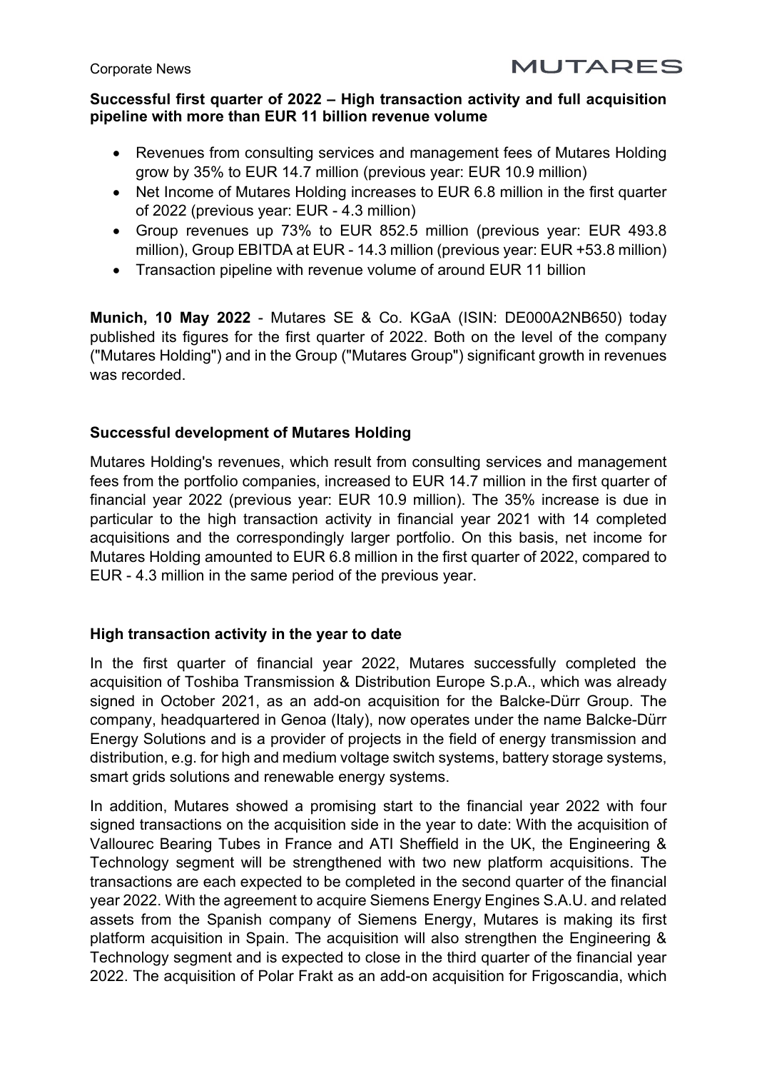Corporate News

MUTARES

**Successful first quarter of 2022 – High transaction activity and full acquisition pipeline with more than EUR 11 billion revenue volume**

- Revenues from consulting services and management fees of Mutares Holding grow by 35% to EUR 14.7 million (previous year: EUR 10.9 million)
- Net Income of Mutares Holding increases to EUR 6.8 million in the first quarter of 2022 (previous year: EUR - 4.3 million)
- Group revenues up 73% to EUR 852.5 million (previous year: EUR 493.8 million), Group EBITDA at EUR - 14.3 million (previous year: EUR +53.8 million)
- Transaction pipeline with revenue volume of around EUR 11 billion

**Munich, 10 May 2022** - Mutares SE & Co. KGaA (ISIN: DE000A2NB650) today published its figures for the first quarter of 2022. Both on the level of the company ("Mutares Holding") and in the Group ("Mutares Group") significant growth in revenues was recorded.

## Successful development of Mutares Holding

Mutares Holding's revenues, which result from consulting services and management fees from the portfolio companies, increased to EUR 14.7 million in the first quarter of financial year 2022 (previous year: EUR 10.9 million). The 35% increase is due in particular to the high transaction activity in financial year 2021 with 14 completed acquisitions and the correspondingly larger portfolio. On this basis, net income for Mutares Holding amounted to EUR 6.8 million in the first quarter of 2022, compared to EUR - 4.3 million in the same period of the previous year.

## High transaction activity in the year to date

In the first quarter of financial year 2022, Mutares successfully completed the acquisition of Toshiba Transmission & Distribution Europe S.p.A., which was already signed in October 2021, as an add-on acquisition for the Balcke-Dürr Group. The company, headquartered in Genoa (Italy), now operates under the name Balcke-Dürr Energy Solutions and is a provider of projects in the field of energy transmission and distribution, e.g. for high and medium voltage switch systems, battery storage systems, smart grids solutions and renewable energy systems.

In addition, Mutares showed a promising start to the financial year 2022 with four signed transactions on the acquisition side in the year to date: With the acquisition of Vallourec Bearing Tubes in France and ATI Sheffield in the UK, the Engineering & Technology segment will be strengthened with two new platform acquisitions. The transactions are each expected to be completed in the second quarter of the financial year 2022. With the agreement to acquire Siemens Energy Engines S.A.U. and related assets from the Spanish company of Siemens Energy, Mutares is making its first platform acquisition in Spain. The acquisition will also strengthen the Engineering & Technology segment and is expected to close in the third quarter of the financial year 2022. The acquisition of Polar Frakt as an add-on acquisition for Frigoscandia, which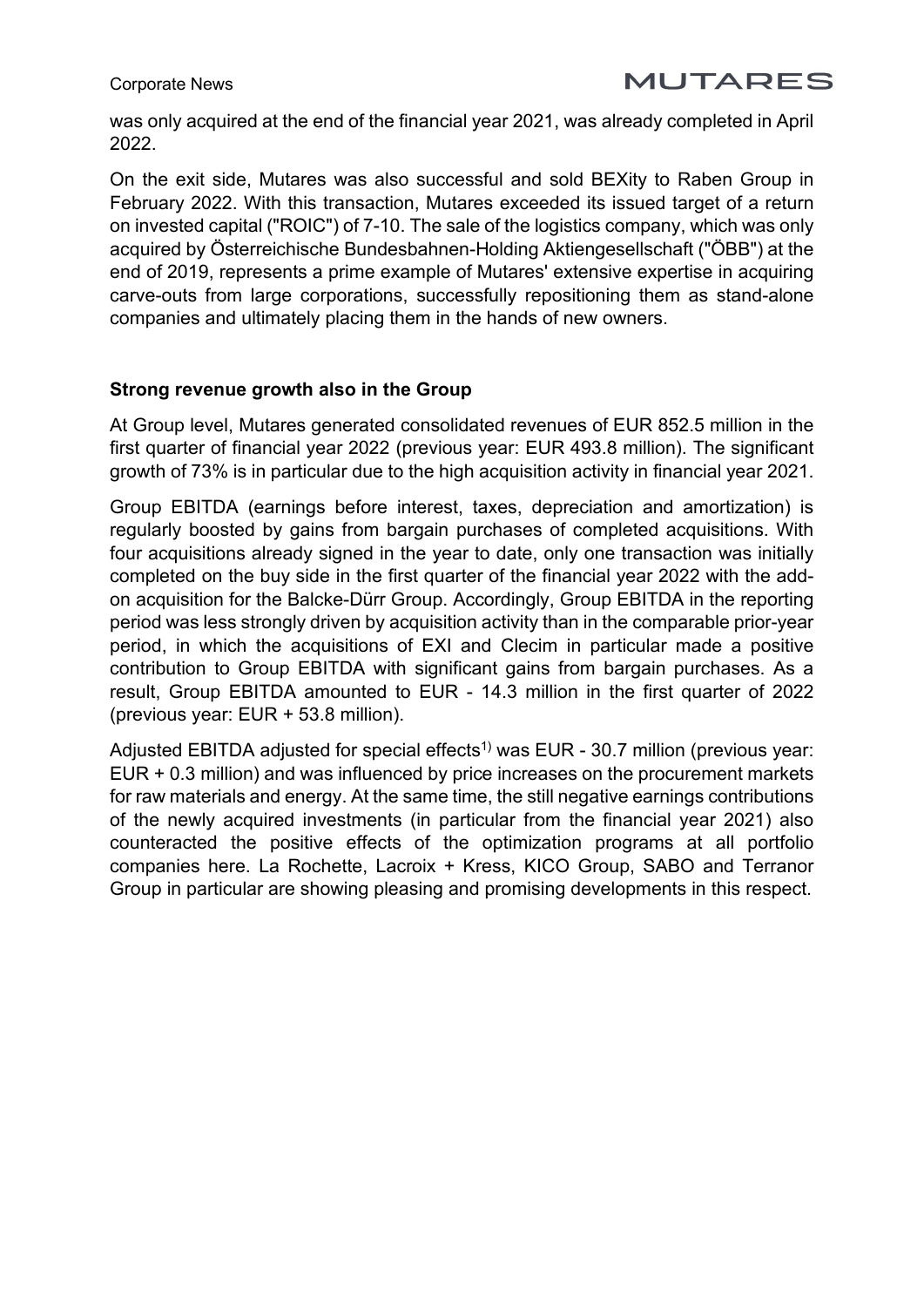was only acquired at the end of the financial year 2021, was already completed in April 2022.

On the exit side, Mutares was also successful and sold BEXity to Raben Group in February 2022. With this transaction, Mutares exceeded its issued target of a return on invested capital ("ROIC") of 7-10. The sale of the logistics company, which was only acquired by Österreichische Bundesbahnen-Holding Aktiengesellschaft ("ÖBB") at the end of 2019, represents a prime example of Mutares' extensive expertise in acquiring carve-outs from large corporations, successfully repositioning them as stand-alone companies and ultimately placing them in the hands of new owners.

**Strong revenue growth also in the Group**

At Group level, Mutares generated consolidated revenues of EUR 852.5 million in the first quarter of financial year 2022 (previous year: EUR 493.8 million). The significant growth of 73% is in particular due to the high acquisition activity in financial year 2021.

Group EBITDA (earnings before interest, taxes, depreciation and amortization) is regularly boosted by gains from bargain purchases of completed acquisitions. With four acquisitions already signed in the year to date, only one transaction was initially completed on the buy side in the first quarter of the financial year 2022 with the add-on acquisition for the Balcke-Dürr Group. Accordingly, Group EBITDA in the reporting period was less strongly driven by acquisition activity than in the comparable prior-year period, in which the acquisitions of EXI and Clecim in particular made a positive contribution to Group EBITDA with significant gains from bargain purchases. As a result, Group EBITDA amounted to EUR - 14.3 million in the first quarter of 2022 (previous year: EUR + 53.8 million).

Adjusted EBITDA adjusted for special effects[1)] was EUR - 30.7 million (previous year: EUR + 0.3 million) and was influenced by price increases on the procurement markets for raw materials and energy. At the same time, the still negative earnings contributions of the newly acquired investments (in particular from the financial year 2021) also counteracted the positive effects of the optimization programs at all portfolio companies here. La Rochette, Lacroix + Kress, KICO Group, SABO and Terranor Group in particular are showing pleasing and promising developments in this respect.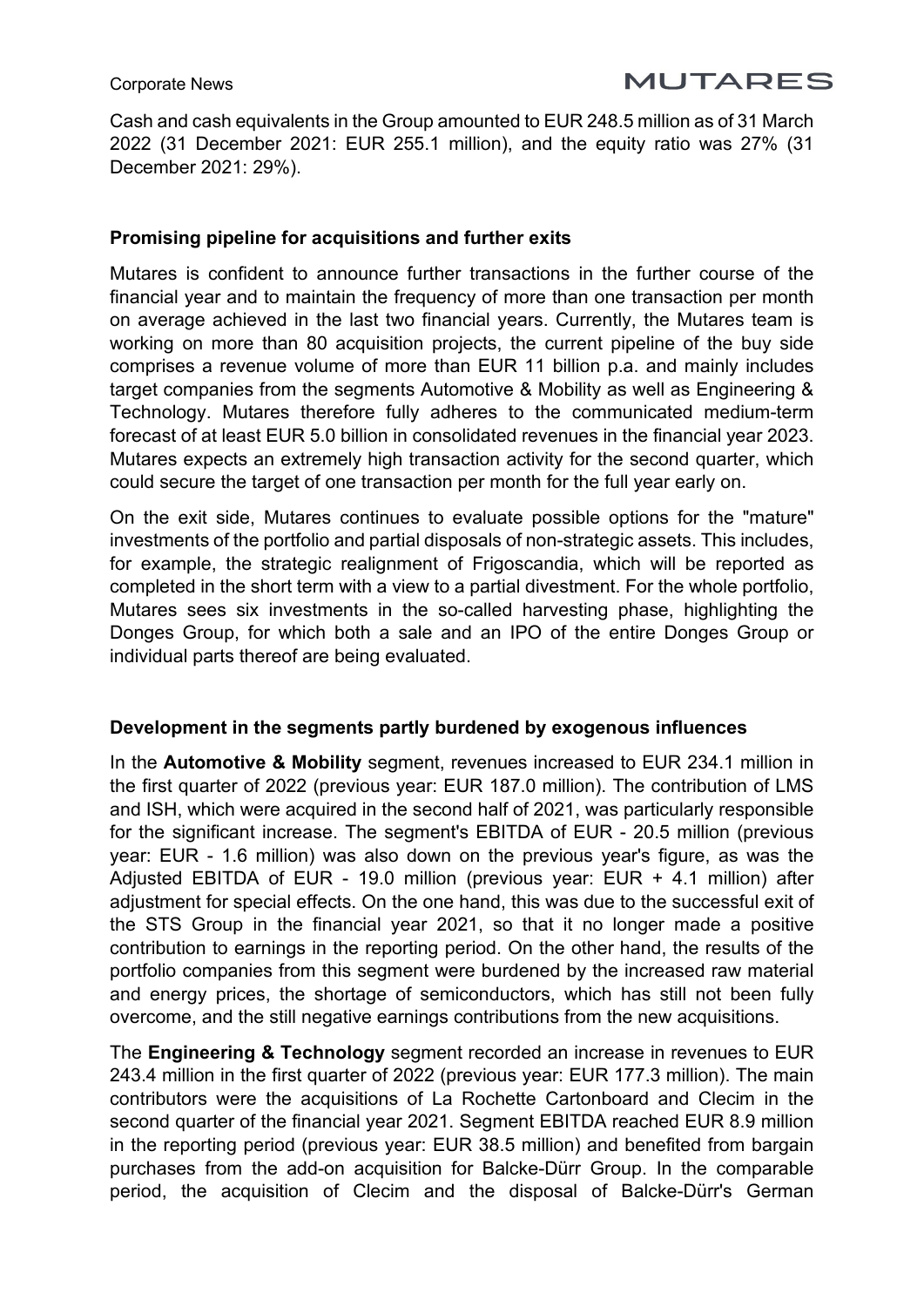Cash and cash equivalents in the Group amounted to EUR 248.5 million as of 31 March 2022 (31 December 2021: EUR 255.1 million), and the equity ratio was 27% (31 December 2021: 29%).

**Promising pipeline for acquisitions and further exits**

Mutares is confident to announce further transactions in the further course of the financial year and to maintain the frequency of more than one transaction per month on average achieved in the last two financial years. Currently, the Mutares team is working on more than 80 acquisition projects, the current pipeline of the buy side comprises a revenue volume of more than EUR 11 billion p.a. and mainly includes target companies from the segments Automotive & Mobility as well as Engineering & Technology. Mutares therefore fully adheres to the communicated medium-term forecast of at least EUR 5.0 billion in consolidated revenues in the financial year 2023. Mutares expects an extremely high transaction activity for the second quarter, which could secure the target of one transaction per month for the full year early on.

On the exit side, Mutares continues to evaluate possible options for the "mature" investments of the portfolio and partial disposals of non-strategic assets. This includes, for example, the strategic realignment of Frigoscandia, which will be reported as completed in the short term with a view to a partial divestment. For the whole portfolio, Mutares sees six investments in the so-called harvesting phase, highlighting the Donges Group, for which both a sale and an IPO of the entire Donges Group or individual parts thereof are being evaluated.

**Development in the segments partly burdened by exogenous influences**

In the **Automotive & Mobility** segment, revenues increased to EUR 234.1 million in the first quarter of 2022 (previous year: EUR 187.0 million). The contribution of LMS and ISH, which were acquired in the second half of 2021, was particularly responsible for the significant increase. The segment's EBITDA of EUR - 20.5 million (previous year: EUR - 1.6 million) was also down on the previous year's figure, as was the Adjusted EBITDA of EUR - 19.0 million (previous year: EUR + 4.1 million) after adjustment for special effects. On the one hand, this was due to the successful exit of the STS Group in the financial year 2021, so that it no longer made a positive contribution to earnings in the reporting period. On the other hand, the results of the portfolio companies from this segment were burdened by the increased raw material and energy prices, the shortage of semiconductors, which has still not been fully overcome, and the still negative earnings contributions from the new acquisitions.

The **Engineering & Technology** segment recorded an increase in revenues to EUR 243.4 million in the first quarter of 2022 (previous year: EUR 177.3 million). The main contributors were the acquisitions of La Rochette Cartonboard and Clecim in the second quarter of the financial year 2021. Segment EBITDA reached EUR 8.9 million in the reporting period (previous year: EUR 38.5 million) and benefited from bargain purchases from the add-on acquisition for Balcke-Dürr Group. In the comparable period, the acquisition of Clecim and the disposal of Balcke-Dürr's German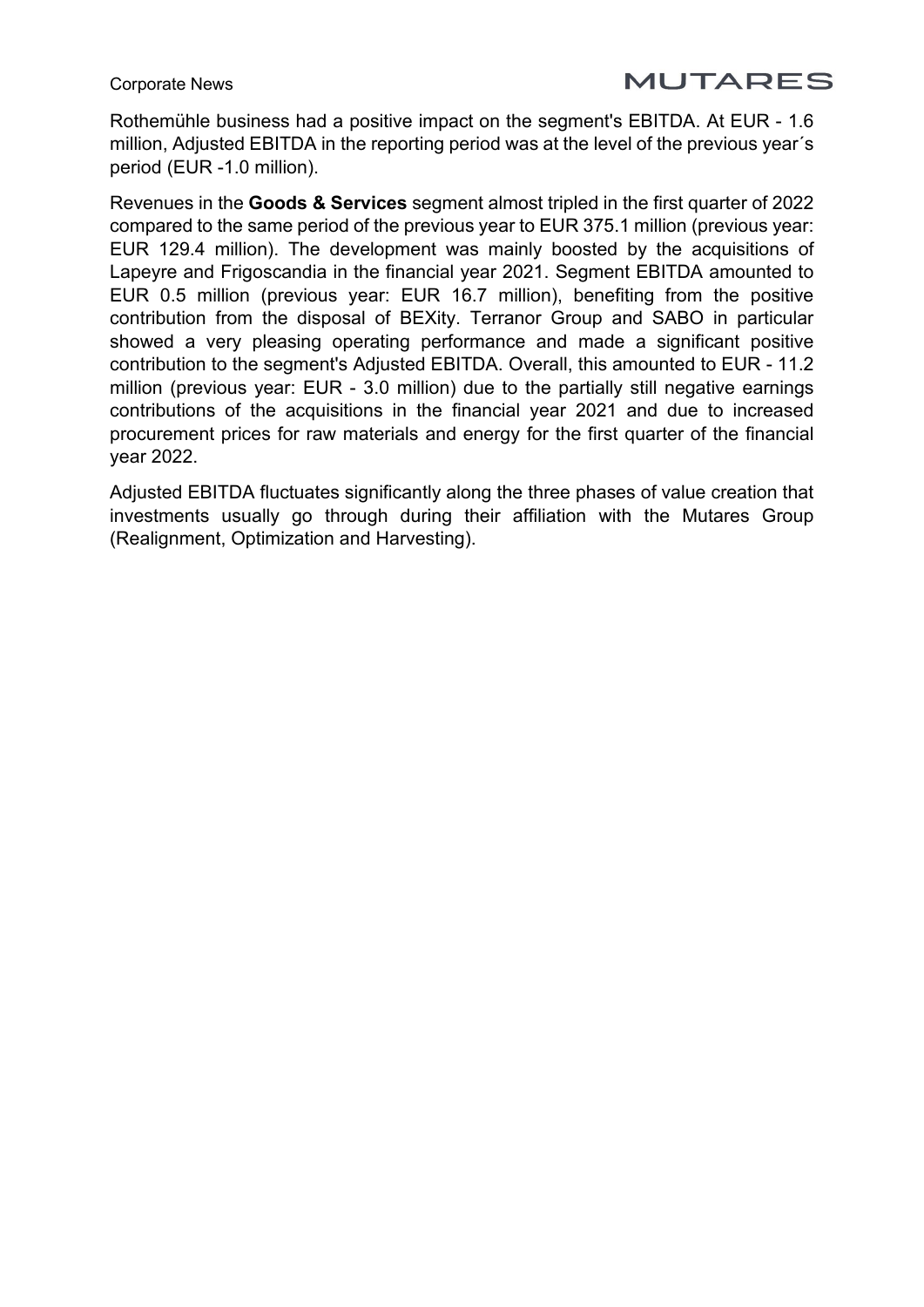Rothemühle business had a positive impact on the segment's EBITDA. At EUR - 1.6 million, Adjusted EBITDA in the reporting period was at the level of the previous year´s period (EUR -1.0 million).

Revenues in the **Goods & Services** segment almost tripled in the first quarter of 2022 compared to the same period of the previous year to EUR 375.1 million (previous year: EUR 129.4 million). The development was mainly boosted by the acquisitions of Lapeyre and Frigoscandia in the financial year 2021. Segment EBITDA amounted to EUR 0.5 million (previous year: EUR 16.7 million), benefiting from the positive contribution from the disposal of BEXity. Terranor Group and SABO in particular showed a very pleasing operating performance and made a significant positive contribution to the segment's Adjusted EBITDA. Overall, this amounted to EUR - 11.2 million (previous year: EUR - 3.0 million) due to the partially still negative earnings contributions of the acquisitions in the financial year 2021 and due to increased procurement prices for raw materials and energy for the first quarter of the financial year 2022.

Adjusted EBITDA fluctuates significantly along the three phases of value creation that investments usually go through during their affiliation with the Mutares Group (Realignment, Optimization and Harvesting).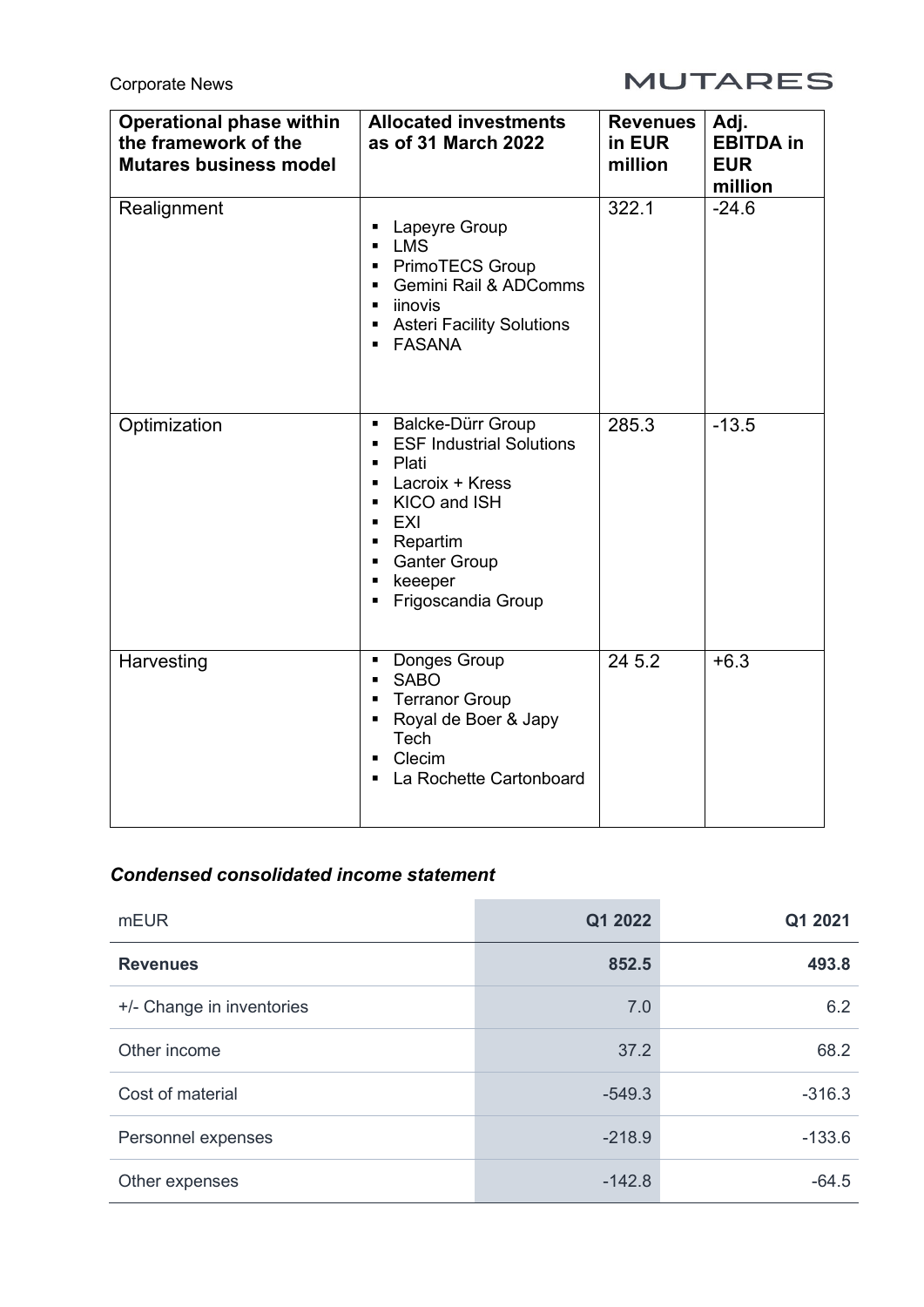| Operational phase within the framework of the Mutares business model | Allocated investments as of 31 March 2022 | Revenues in EUR million | Adj. EBITDA in EUR million |
|---|---|---|---|
| Realignment | ▪ Lapeyre Group<br>▪ LMS<br>▪ PrimoTECS Group<br>▪ Gemini Rail & ADComms<br>▪ iinovis<br>▪ Asteri Facility Solutions<br>▪ FASANA | 322.1 | -24.6 |
| Optimization | ▪ Balcke-Dürr Group<br>▪ ESF Industrial Solutions<br>▪ Plati<br>▪ Lacroix + Kress<br>▪ KICO and ISH<br>▪ EXI<br>▪ Repartim<br>▪ Ganter Group<br>▪ keeeper<br>▪ Frigoscandia Group | 285.3 | -13.5 |
| Harvesting | ▪ Donges Group<br>▪ SABO<br>▪ Terranor Group<br>▪ Royal de Boer & Japy Tech<br>▪ Clecim<br>▪ La Rochette Cartonboard | 24 5.2 | +6.3 |

***Condensed consolidated income statement***

| mEUR | Q1 2022 | Q1 2021 |
|---|---|---|
| **Revenues** | **852.5** | **493.8** |
| +/- Change in inventories | 7.0 | 6.2 |
| Other income | 37.2 | 68.2 |
| Cost of material | -549.3 | -316.3 |
| Personnel expenses | -218.9 | -133.6 |
| Other expenses | -142.8 | -64.5 |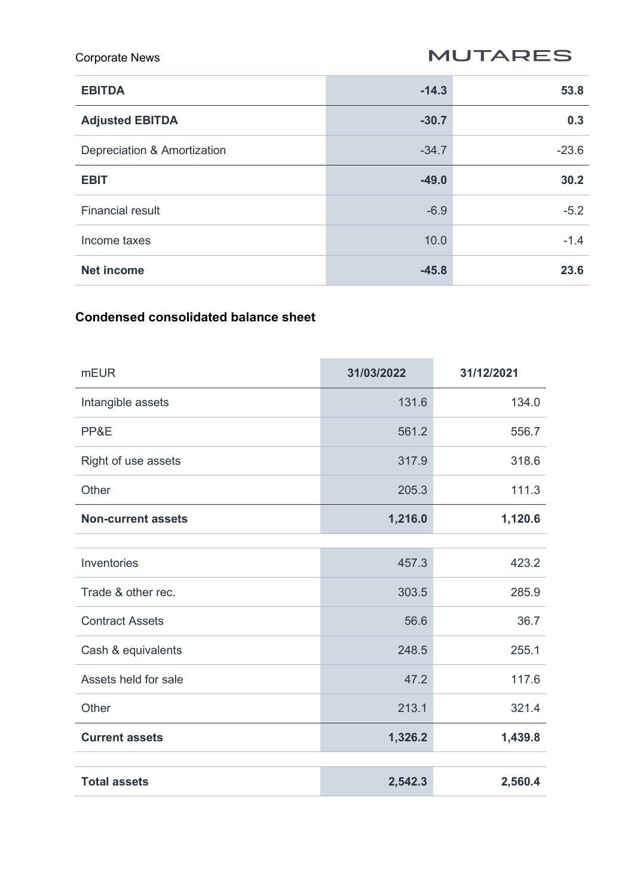| | | |
|---|---|---|
| **EBITDA** | **-14.3** | **53.8** |
| **Adjusted EBITDA** | **-30.7** | **0.3** |
| Depreciation & Amortization | -34.7 | -23.6 |
| **EBIT** | **-49.0** | **30.2** |
| Financial result | -6.9 | -5.2 |
| Income taxes | 10.0 | -1.4 |
| **Net income** | **-45.8** | **23.6** |

**Condensed consolidated balance sheet**

| mEUR | 31/03/2022 | 31/12/2021 |
|---|---|---|
| Intangible assets | 131.6 | 134.0 |
| PP&E | 561.2 | 556.7 |
| Right of use assets | 317.9 | 318.6 |
| Other | 205.3 | 111.3 |
| **Non-current assets** | **1,216.0** | **1,120.6** |
| | | |
| Inventories | 457.3 | 423.2 |
| Trade & other rec. | 303.5 | 285.9 |
| Contract Assets | 56.6 | 36.7 |
| Cash & equivalents | 248.5 | 255.1 |
| Assets held for sale | 47.2 | 117.6 |
| Other | 213.1 | 321.4 |
| **Current assets** | **1,326.2** | **1,439.8** |
| | | |
| **Total assets** | **2,542.3** | **2,560.4** |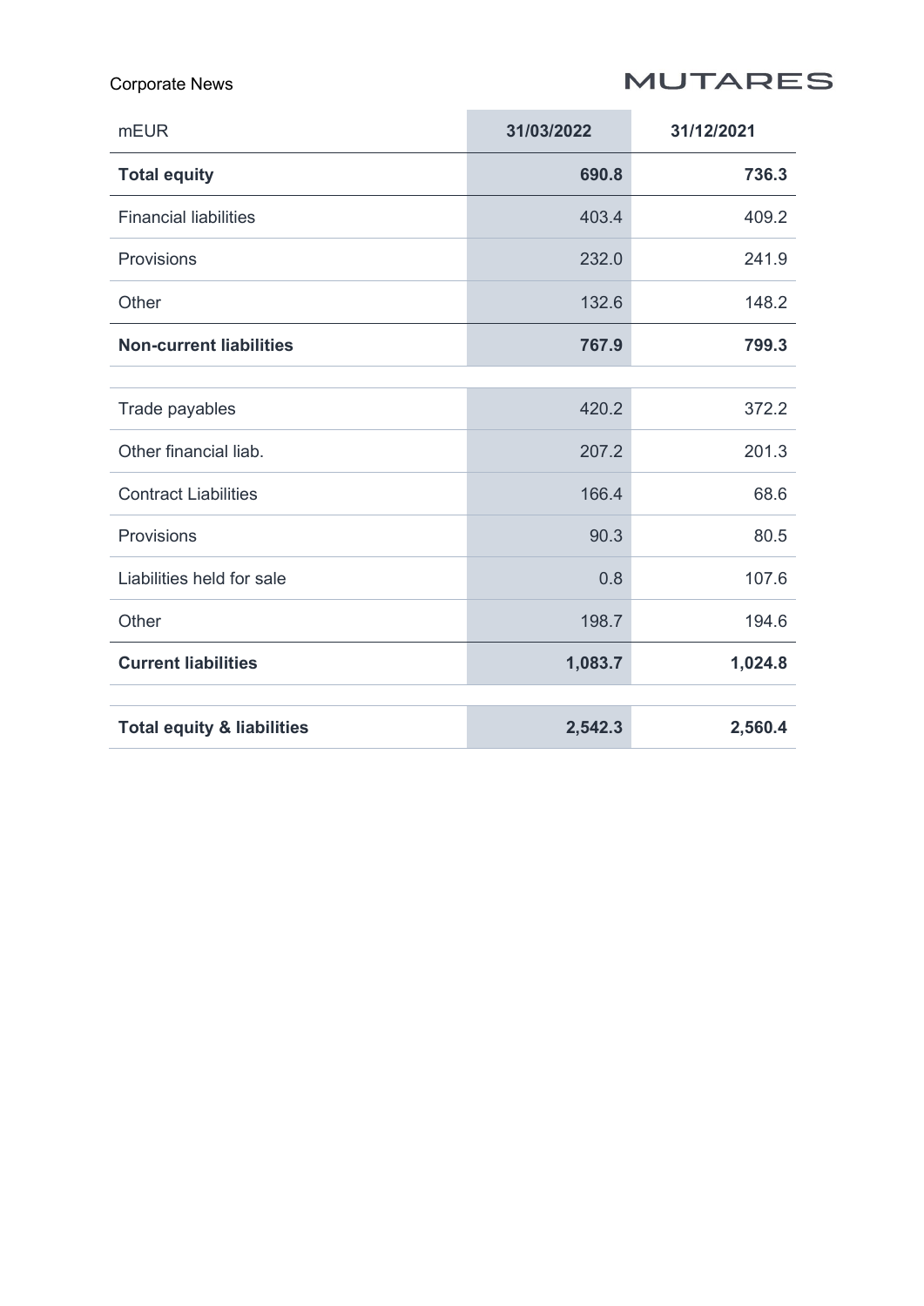| mEUR | 31/03/2022 | 31/12/2021 |
|---|---|---|
| **Total equity** | **690.8** | **736.3** |
| Financial liabilities | 403.4 | 409.2 |
| Provisions | 232.0 | 241.9 |
| Other | 132.6 | 148.2 |
| **Non-current liabilities** | **767.9** | **799.3** |
| | | |
| Trade payables | 420.2 | 372.2 |
| Other financial liab. | 207.2 | 201.3 |
| Contract Liabilities | 166.4 | 68.6 |
| Provisions | 90.3 | 80.5 |
| Liabilities held for sale | 0.8 | 107.6 |
| Other | 198.7 | 194.6 |
| **Current liabilities** | **1,083.7** | **1,024.8** |
| | | |
| **Total equity & liabilities** | **2,542.3** | **2,560.4** |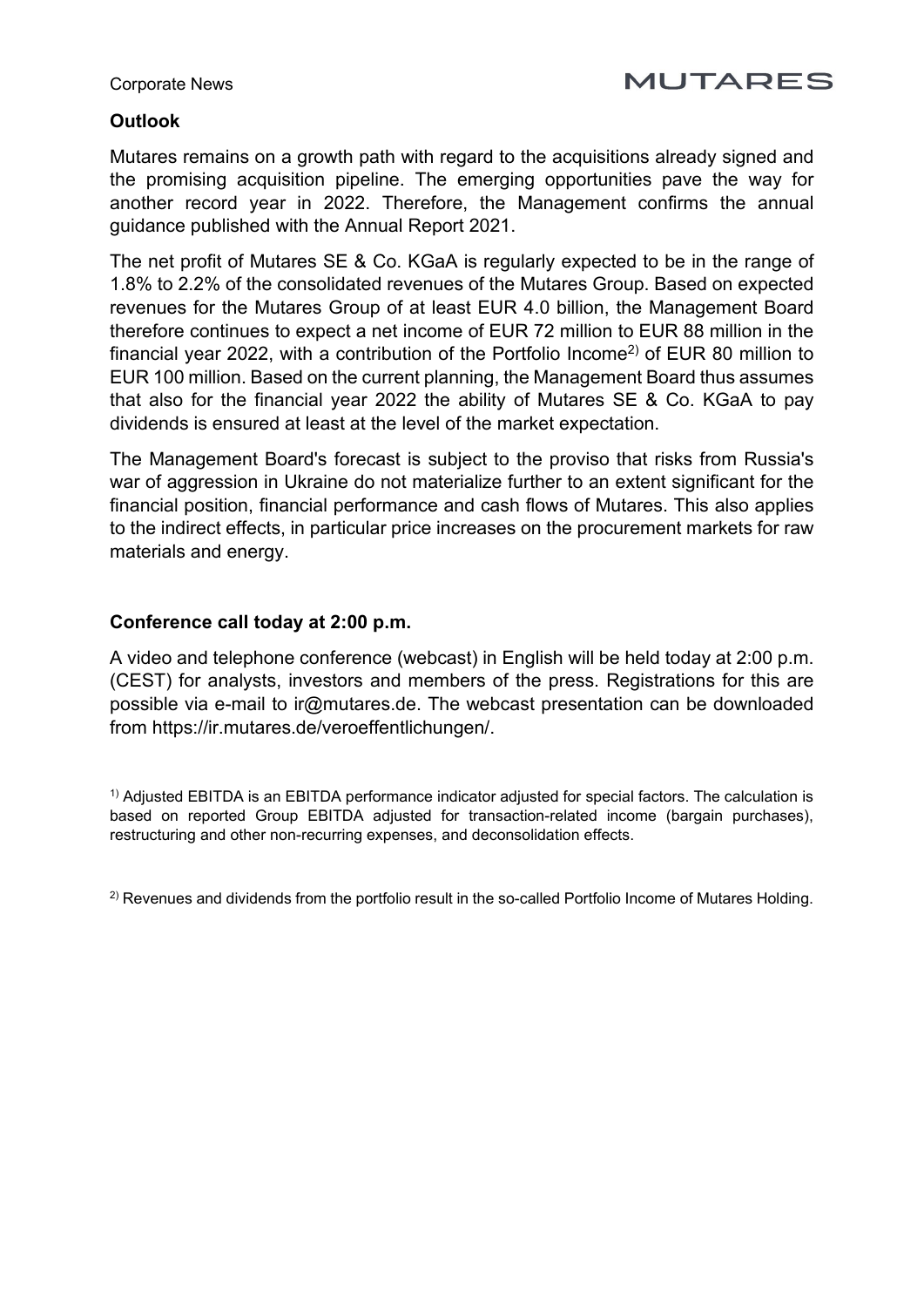## Outlook

Mutares remains on a growth path with regard to the acquisitions already signed and the promising acquisition pipeline. The emerging opportunities pave the way for another record year in 2022. Therefore, the Management confirms the annual guidance published with the Annual Report 2021.

The net profit of Mutares SE & Co. KGaA is regularly expected to be in the range of 1.8% to 2.2% of the consolidated revenues of the Mutares Group. Based on expected revenues for the Mutares Group of at least EUR 4.0 billion, the Management Board therefore continues to expect a net income of EUR 72 million to EUR 88 million in the financial year 2022, with a contribution of the Portfolio Income[2)] of EUR 80 million to EUR 100 million. Based on the current planning, the Management Board thus assumes that also for the financial year 2022 the ability of Mutares SE & Co. KGaA to pay dividends is ensured at least at the level of the market expectation.

The Management Board's forecast is subject to the proviso that risks from Russia's war of aggression in Ukraine do not materialize further to an extent significant for the financial position, financial performance and cash flows of Mutares. This also applies to the indirect effects, in particular price increases on the procurement markets for raw materials and energy.

## Conference call today at 2:00 p.m.

A video and telephone conference (webcast) in English will be held today at 2:00 p.m. (CEST) for analysts, investors and members of the press. Registrations for this are possible via e-mail to ir@mutares.de. The webcast presentation can be downloaded from https://ir.mutares.de/veroeffentlichungen/.

[1)] Adjusted EBITDA is an EBITDA performance indicator adjusted for special factors. The calculation is based on reported Group EBITDA adjusted for transaction-related income (bargain purchases), restructuring and other non-recurring expenses, and deconsolidation effects.

[2)] Revenues and dividends from the portfolio result in the so-called Portfolio Income of Mutares Holding.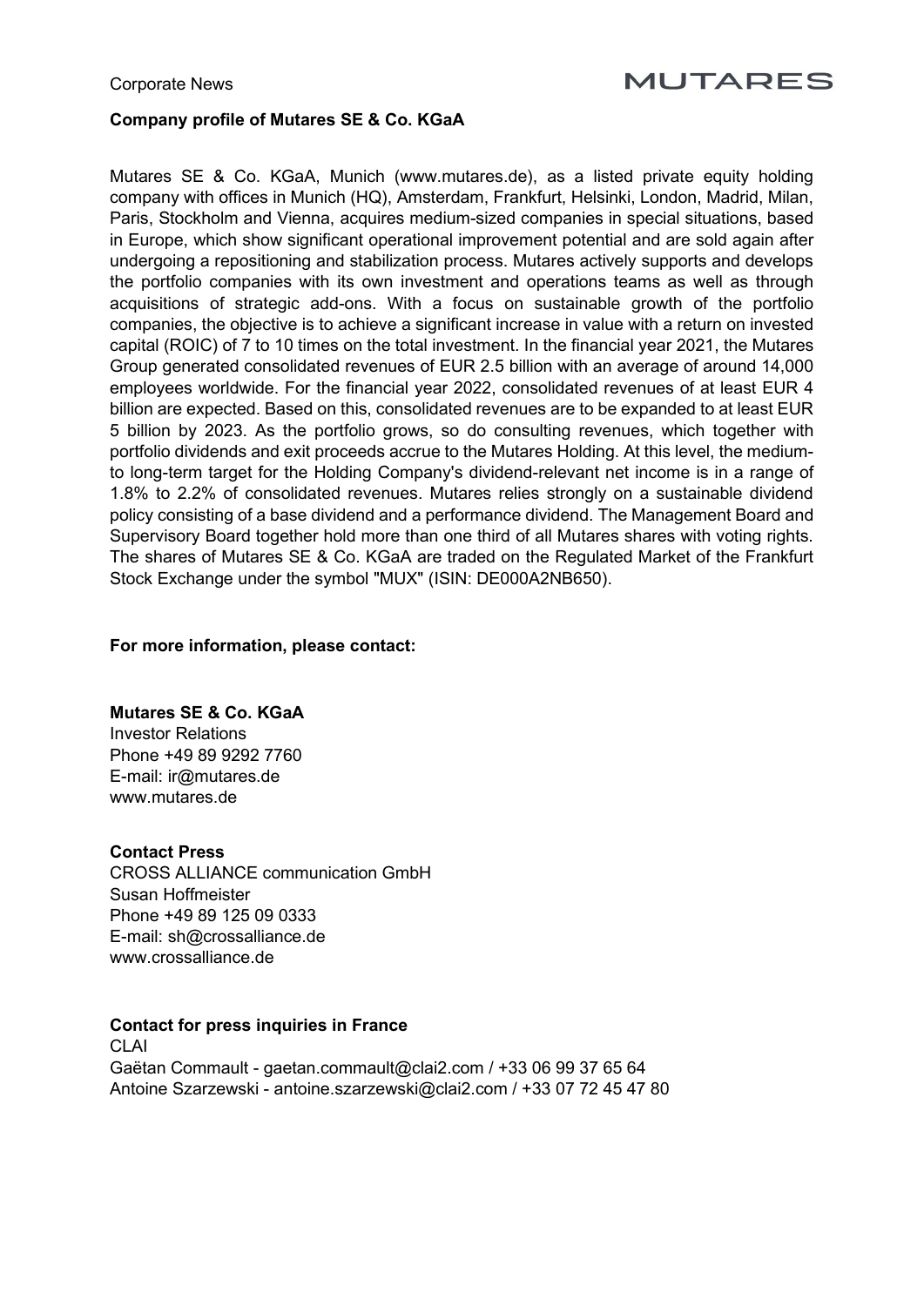Corporate News

**Company profile of Mutares SE & Co. KGaA**

Mutares SE & Co. KGaA, Munich (www.mutares.de), as a listed private equity holding company with offices in Munich (HQ), Amsterdam, Frankfurt, Helsinki, London, Madrid, Milan, Paris, Stockholm and Vienna, acquires medium-sized companies in special situations, based in Europe, which show significant operational improvement potential and are sold again after undergoing a repositioning and stabilization process. Mutares actively supports and develops the portfolio companies with its own investment and operations teams as well as through acquisitions of strategic add-ons. With a focus on sustainable growth of the portfolio companies, the objective is to achieve a significant increase in value with a return on invested capital (ROIC) of 7 to 10 times on the total investment. In the financial year 2021, the Mutares Group generated consolidated revenues of EUR 2.5 billion with an average of around 14,000 employees worldwide. For the financial year 2022, consolidated revenues of at least EUR 4 billion are expected. Based on this, consolidated revenues are to be expanded to at least EUR 5 billion by 2023. As the portfolio grows, so do consulting revenues, which together with portfolio dividends and exit proceeds accrue to the Mutares Holding. At this level, the medium-to long-term target for the Holding Company's dividend-relevant net income is in a range of 1.8% to 2.2% of consolidated revenues. Mutares relies strongly on a sustainable dividend policy consisting of a base dividend and a performance dividend. The Management Board and Supervisory Board together hold more than one third of all Mutares shares with voting rights. The shares of Mutares SE & Co. KGaA are traded on the Regulated Market of the Frankfurt Stock Exchange under the symbol "MUX" (ISIN: DE000A2NB650).

**For more information, please contact:**

**Mutares SE & Co. KGaA**
Investor Relations
Phone +49 89 9292 7760
E-mail: ir@mutares.de
www.mutares.de

**Contact Press**
CROSS ALLIANCE communication GmbH
Susan Hoffmeister
Phone +49 89 125 09 0333
E-mail: sh@crossalliance.de
www.crossalliance.de

**Contact for press inquiries in France**
CLAI
Gaëtan Commault - gaetan.commault@clai2.com / +33 06 99 37 65 64
Antoine Szarzewski - antoine.szarzewski@clai2.com / +33 07 72 45 47 80